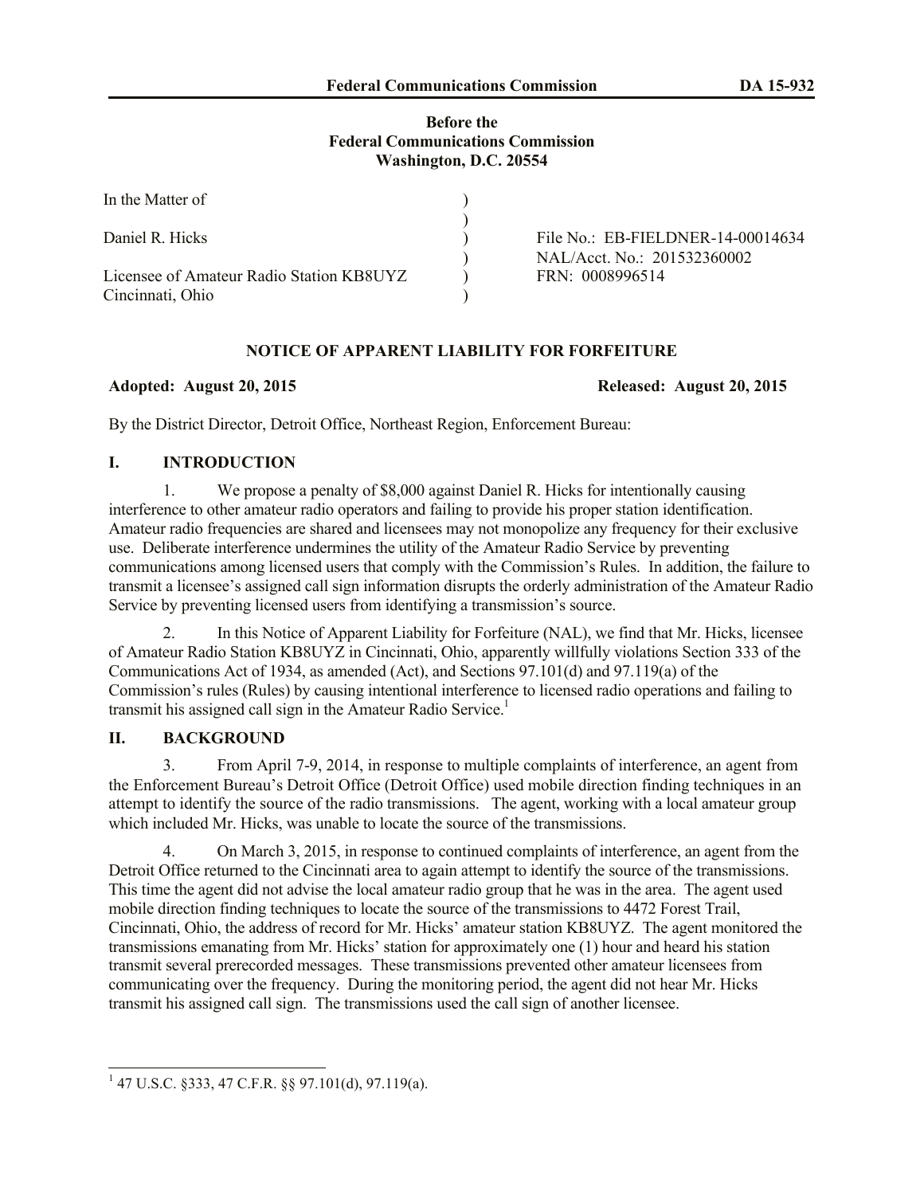**Before the**
**Federal Communications Commission**
**Washington, D.C. 20554**

| | | |
|---|---|---|
| In the Matter of | ) | |
| | ) | |
| Daniel R. Hicks | ) | File No.: EB-FIELDNER-14-00014634 |
| | ) | NAL/Acct. No.: 201532360002 |
| Licensee of Amateur Radio Station KB8UYZ | ) | FRN: 0008996514 |
| Cincinnati, Ohio | ) | |

**NOTICE OF APPARENT LIABILITY FOR FORFEITURE**

**Adopted: August 20, 2015** **Released: August 20, 2015**

By the District Director, Detroit Office, Northeast Region, Enforcement Bureau:

## I. INTRODUCTION

1. We propose a penalty of $8,000 against Daniel R. Hicks for intentionally causing interference to other amateur radio operators and failing to provide his proper station identification. Amateur radio frequencies are shared and licensees may not monopolize any frequency for their exclusive use. Deliberate interference undermines the utility of the Amateur Radio Service by preventing communications among licensed users that comply with the Commission's Rules. In addition, the failure to transmit a licensee's assigned call sign information disrupts the orderly administration of the Amateur Radio Service by preventing licensed users from identifying a transmission's source.

2. In this Notice of Apparent Liability for Forfeiture (NAL), we find that Mr. Hicks, licensee of Amateur Radio Station KB8UYZ in Cincinnati, Ohio, apparently willfully violations Section 333 of the Communications Act of 1934, as amended (Act), and Sections 97.101(d) and 97.119(a) of the Commission's rules (Rules) by causing intentional interference to licensed radio operations and failing to transmit his assigned call sign in the Amateur Radio Service.[1]

## II. BACKGROUND

3. From April 7-9, 2014, in response to multiple complaints of interference, an agent from the Enforcement Bureau's Detroit Office (Detroit Office) used mobile direction finding techniques in an attempt to identify the source of the radio transmissions. The agent, working with a local amateur group which included Mr. Hicks, was unable to locate the source of the transmissions.

4. On March 3, 2015, in response to continued complaints of interference, an agent from the Detroit Office returned to the Cincinnati area to again attempt to identify the source of the transmissions. This time the agent did not advise the local amateur radio group that he was in the area. The agent used mobile direction finding techniques to locate the source of the transmissions to 4472 Forest Trail, Cincinnati, Ohio, the address of record for Mr. Hicks' amateur station KB8UYZ. The agent monitored the transmissions emanating from Mr. Hicks' station for approximately one (1) hour and heard his station transmit several prerecorded messages. These transmissions prevented other amateur licensees from communicating over the frequency. During the monitoring period, the agent did not hear Mr. Hicks transmit his assigned call sign. The transmissions used the call sign of another licensee.

---

[1] 47 U.S.C. §333, 47 C.F.R. §§ 97.101(d), 97.119(a).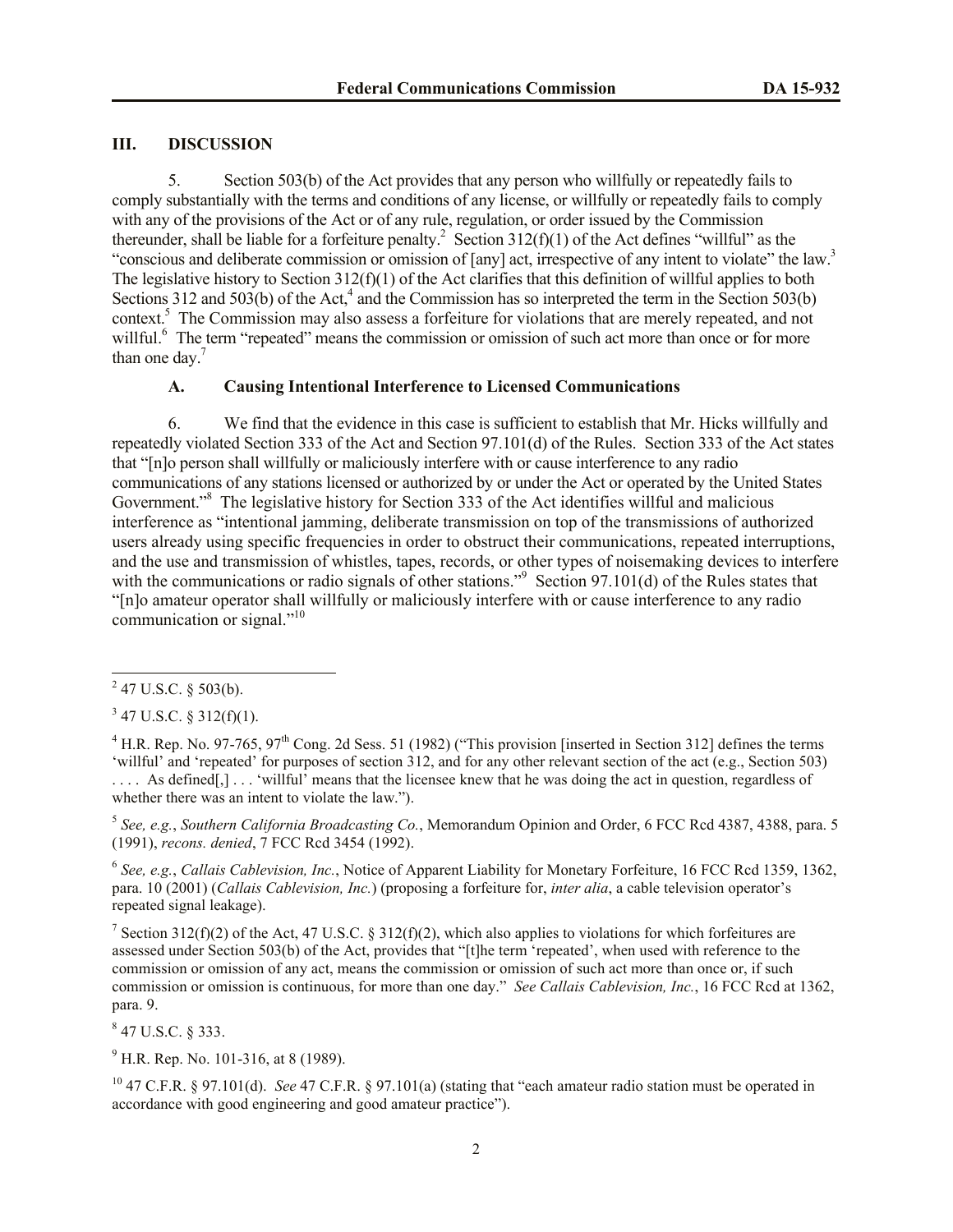## III. DISCUSSION

5. Section 503(b) of the Act provides that any person who willfully or repeatedly fails to comply substantially with the terms and conditions of any license, or willfully or repeatedly fails to comply with any of the provisions of the Act or of any rule, regulation, or order issued by the Commission thereunder, shall be liable for a forfeiture penalty.[2] Section 312(f)(1) of the Act defines "willful" as the "conscious and deliberate commission or omission of [any] act, irrespective of any intent to violate" the law.[3] The legislative history to Section 312(f)(1) of the Act clarifies that this definition of willful applies to both Sections 312 and 503(b) of the Act,[4] and the Commission has so interpreted the term in the Section 503(b) context.[5] The Commission may also assess a forfeiture for violations that are merely repeated, and not willful.[6] The term "repeated" means the commission or omission of such act more than once or for more than one day.[7]

### A. Causing Intentional Interference to Licensed Communications

6. We find that the evidence in this case is sufficient to establish that Mr. Hicks willfully and repeatedly violated Section 333 of the Act and Section 97.101(d) of the Rules. Section 333 of the Act states that "[n]o person shall willfully or maliciously interfere with or cause interference to any radio communications of any stations licensed or authorized by or under the Act or operated by the United States Government."[8] The legislative history for Section 333 of the Act identifies willful and malicious interference as "intentional jamming, deliberate transmission on top of the transmissions of authorized users already using specific frequencies in order to obstruct their communications, repeated interruptions, and the use and transmission of whistles, tapes, records, or other types of noisemaking devices to interfere with the communications or radio signals of other stations."[9] Section 97.101(d) of the Rules states that "[n]o amateur operator shall willfully or maliciously interfere with or cause interference to any radio communication or signal."[10]

---

[2] 47 U.S.C. § 503(b).

[3] 47 U.S.C. § 312(f)(1).

[4] H.R. Rep. No. 97-765, 97th Cong. 2d Sess. 51 (1982) ("This provision [inserted in Section 312] defines the terms 'willful' and 'repeated' for purposes of section 312, and for any other relevant section of the act (e.g., Section 503) . . . . As defined[,] . . . 'willful' means that the licensee knew that he was doing the act in question, regardless of whether there was an intent to violate the law.").

[5] *See, e.g.*, *Southern California Broadcasting Co.*, Memorandum Opinion and Order, 6 FCC Rcd 4387, 4388, para. 5 (1991), *recons. denied*, 7 FCC Rcd 3454 (1992).

[6] *See, e.g.*, *Callais Cablevision, Inc.*, Notice of Apparent Liability for Monetary Forfeiture, 16 FCC Rcd 1359, 1362, para. 10 (2001) (*Callais Cablevision, Inc.*) (proposing a forfeiture for, *inter alia*, a cable television operator's repeated signal leakage).

[7] Section 312(f)(2) of the Act, 47 U.S.C. § 312(f)(2), which also applies to violations for which forfeitures are assessed under Section 503(b) of the Act, provides that "[t]he term 'repeated', when used with reference to the commission or omission of any act, means the commission or omission of such act more than once or, if such commission or omission is continuous, for more than one day." *See Callais Cablevision, Inc.*, 16 FCC Rcd at 1362, para. 9.

[8] 47 U.S.C. § 333.

[9] H.R. Rep. No. 101-316, at 8 (1989).

[10] 47 C.F.R. § 97.101(d). *See* 47 C.F.R. § 97.101(a) (stating that "each amateur radio station must be operated in accordance with good engineering and good amateur practice").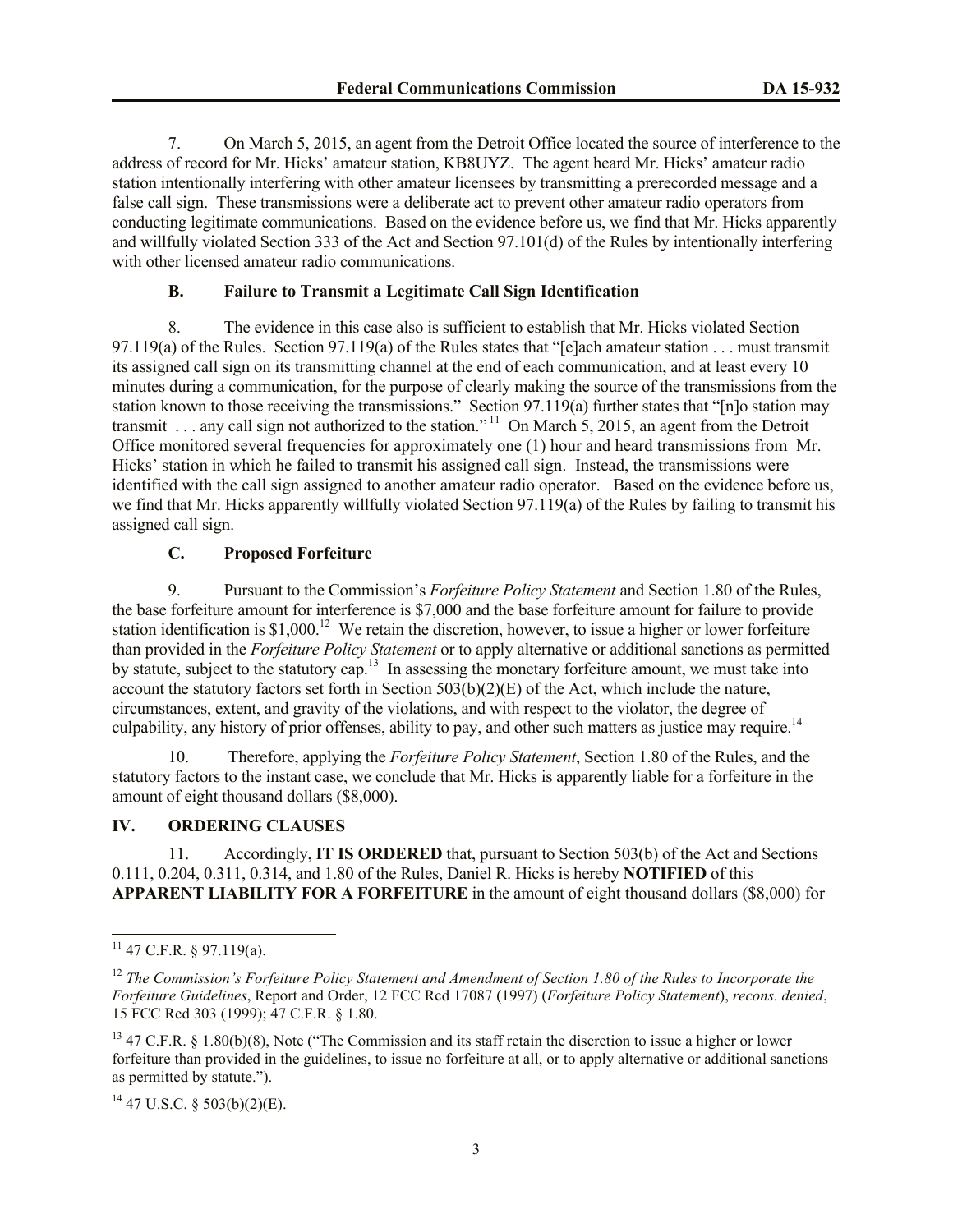7. On March 5, 2015, an agent from the Detroit Office located the source of interference to the address of record for Mr. Hicks' amateur station, KB8UYZ. The agent heard Mr. Hicks' amateur radio station intentionally interfering with other amateur licensees by transmitting a prerecorded message and a false call sign. These transmissions were a deliberate act to prevent other amateur radio operators from conducting legitimate communications. Based on the evidence before us, we find that Mr. Hicks apparently and willfully violated Section 333 of the Act and Section 97.101(d) of the Rules by intentionally interfering with other licensed amateur radio communications.

### B. Failure to Transmit a Legitimate Call Sign Identification

8. The evidence in this case also is sufficient to establish that Mr. Hicks violated Section 97.119(a) of the Rules. Section 97.119(a) of the Rules states that "[e]ach amateur station . . . must transmit its assigned call sign on its transmitting channel at the end of each communication, and at least every 10 minutes during a communication, for the purpose of clearly making the source of the transmissions from the station known to those receiving the transmissions." Section 97.119(a) further states that "[n]o station may transmit . . . any call sign not authorized to the station."[11] On March 5, 2015, an agent from the Detroit Office monitored several frequencies for approximately one (1) hour and heard transmissions from Mr. Hicks' station in which he failed to transmit his assigned call sign. Instead, the transmissions were identified with the call sign assigned to another amateur radio operator. Based on the evidence before us, we find that Mr. Hicks apparently willfully violated Section 97.119(a) of the Rules by failing to transmit his assigned call sign.

### C. Proposed Forfeiture

9. Pursuant to the Commission's *Forfeiture Policy Statement* and Section 1.80 of the Rules, the base forfeiture amount for interference is $7,000 and the base forfeiture amount for failure to provide station identification is $1,000.[12] We retain the discretion, however, to issue a higher or lower forfeiture than provided in the *Forfeiture Policy Statement* or to apply alternative or additional sanctions as permitted by statute, subject to the statutory cap.[13] In assessing the monetary forfeiture amount, we must take into account the statutory factors set forth in Section 503(b)(2)(E) of the Act, which include the nature, circumstances, extent, and gravity of the violations, and with respect to the violator, the degree of culpability, any history of prior offenses, ability to pay, and other such matters as justice may require.[14]

10. Therefore, applying the *Forfeiture Policy Statement*, Section 1.80 of the Rules, and the statutory factors to the instant case, we conclude that Mr. Hicks is apparently liable for a forfeiture in the amount of eight thousand dollars ($8,000).

## IV. ORDERING CLAUSES

11. Accordingly, **IT IS ORDERED** that, pursuant to Section 503(b) of the Act and Sections 0.111, 0.204, 0.311, 0.314, and 1.80 of the Rules, Daniel R. Hicks is hereby **NOTIFIED** of this **APPARENT LIABILITY FOR A FORFEITURE** in the amount of eight thousand dollars ($8,000) for

---

[11] 47 C.F.R. § 97.119(a).

[12] *The Commission's Forfeiture Policy Statement and Amendment of Section 1.80 of the Rules to Incorporate the Forfeiture Guidelines*, Report and Order, 12 FCC Rcd 17087 (1997) (*Forfeiture Policy Statement*), *recons. denied*, 15 FCC Rcd 303 (1999); 47 C.F.R. § 1.80.

[13] 47 C.F.R. § 1.80(b)(8), Note ("The Commission and its staff retain the discretion to issue a higher or lower forfeiture than provided in the guidelines, to issue no forfeiture at all, or to apply alternative or additional sanctions as permitted by statute.").

[14] 47 U.S.C. § 503(b)(2)(E).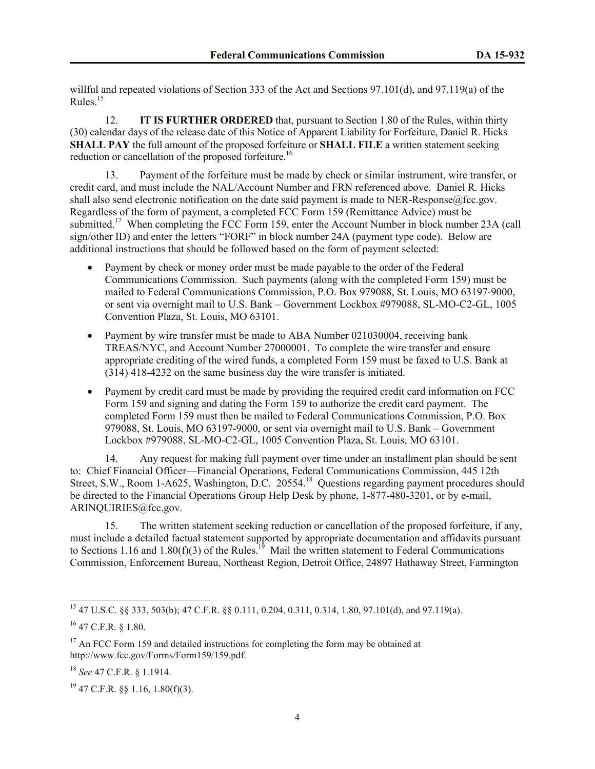willful and repeated violations of Section 333 of the Act and Sections 97.101(d), and 97.119(a) of the Rules.[15]

12. **IT IS FURTHER ORDERED** that, pursuant to Section 1.80 of the Rules, within thirty (30) calendar days of the release date of this Notice of Apparent Liability for Forfeiture, Daniel R. Hicks **SHALL PAY** the full amount of the proposed forfeiture or **SHALL FILE** a written statement seeking reduction or cancellation of the proposed forfeiture.[16]

13. Payment of the forfeiture must be made by check or similar instrument, wire transfer, or credit card, and must include the NAL/Account Number and FRN referenced above. Daniel R. Hicks shall also send electronic notification on the date said payment is made to NER-Response@fcc.gov. Regardless of the form of payment, a completed FCC Form 159 (Remittance Advice) must be submitted.[17] When completing the FCC Form 159, enter the Account Number in block number 23A (call sign/other ID) and enter the letters "FORF" in block number 24A (payment type code). Below are additional instructions that should be followed based on the form of payment selected:

- Payment by check or money order must be made payable to the order of the Federal Communications Commission. Such payments (along with the completed Form 159) must be mailed to Federal Communications Commission, P.O. Box 979088, St. Louis, MO 63197-9000, or sent via overnight mail to U.S. Bank – Government Lockbox #979088, SL-MO-C2-GL, 1005 Convention Plaza, St. Louis, MO 63101.
- Payment by wire transfer must be made to ABA Number 021030004, receiving bank TREAS/NYC, and Account Number 27000001. To complete the wire transfer and ensure appropriate crediting of the wired funds, a completed Form 159 must be faxed to U.S. Bank at (314) 418-4232 on the same business day the wire transfer is initiated.
- Payment by credit card must be made by providing the required credit card information on FCC Form 159 and signing and dating the Form 159 to authorize the credit card payment. The completed Form 159 must then be mailed to Federal Communications Commission, P.O. Box 979088, St. Louis, MO 63197-9000, or sent via overnight mail to U.S. Bank – Government Lockbox #979088, SL-MO-C2-GL, 1005 Convention Plaza, St. Louis, MO 63101.

14. Any request for making full payment over time under an installment plan should be sent to: Chief Financial Officer—Financial Operations, Federal Communications Commission, 445 12th Street, S.W., Room 1-A625, Washington, D.C. 20554.[18] Questions regarding payment procedures should be directed to the Financial Operations Group Help Desk by phone, 1-877-480-3201, or by e-mail, ARINQUIRIES@fcc.gov.

15. The written statement seeking reduction or cancellation of the proposed forfeiture, if any, must include a detailed factual statement supported by appropriate documentation and affidavits pursuant to Sections 1.16 and 1.80(f)(3) of the Rules.[19] Mail the written statement to Federal Communications Commission, Enforcement Bureau, Northeast Region, Detroit Office, 24897 Hathaway Street, Farmington

---

[15] 47 U.S.C. §§ 333, 503(b); 47 C.F.R. §§ 0.111, 0.204, 0.311, 0.314, 1.80, 97.101(d), and 97.119(a).

[16] 47 C.F.R. § 1.80.

[17] An FCC Form 159 and detailed instructions for completing the form may be obtained at http://www.fcc.gov/Forms/Form159/159.pdf.

[18] *See* 47 C.F.R. § 1.1914.

[19] 47 C.F.R. §§ 1.16, 1.80(f)(3).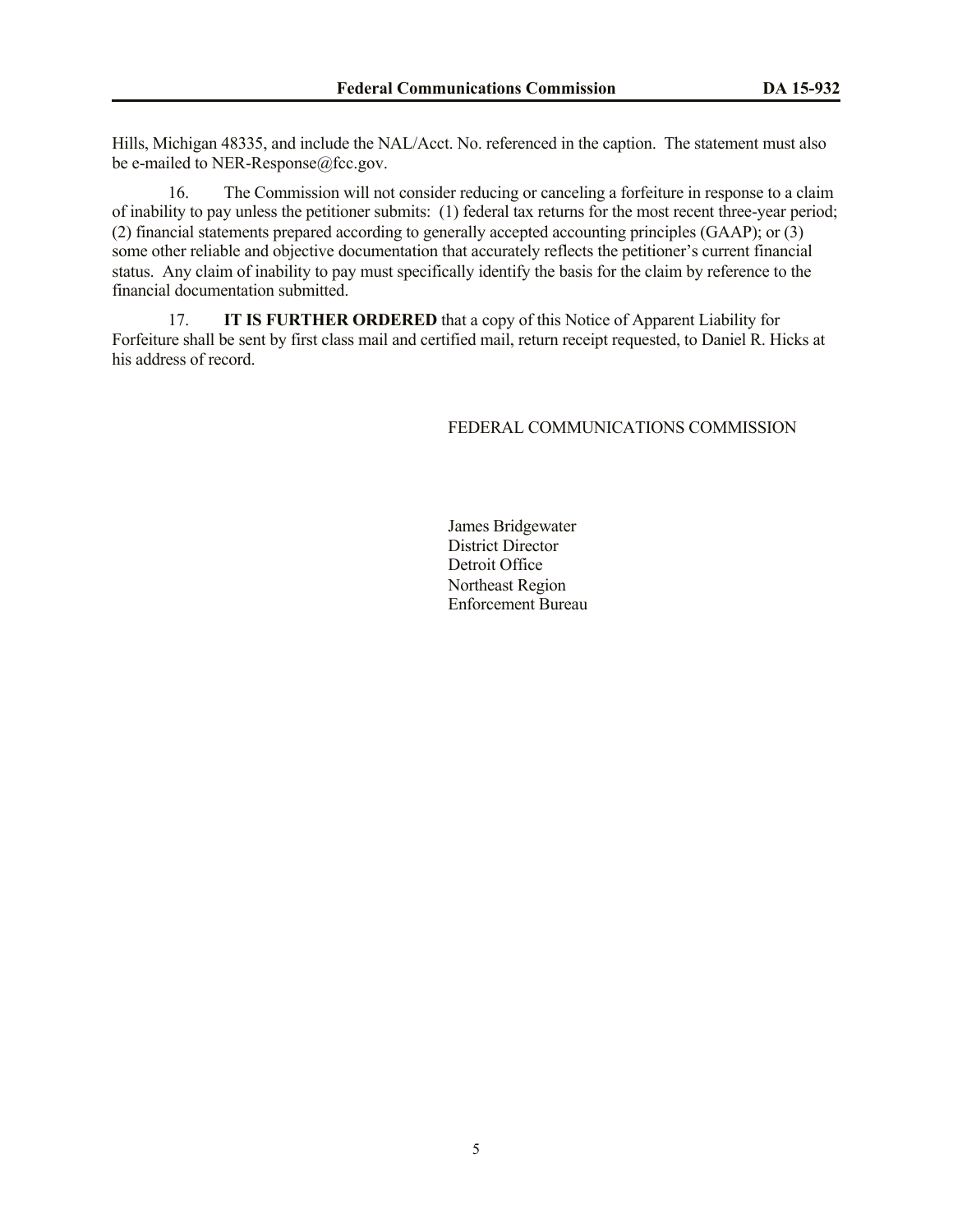Hills, Michigan 48335, and include the NAL/Acct. No. referenced in the caption. The statement must also be e-mailed to NER-Response@fcc.gov.

16. The Commission will not consider reducing or canceling a forfeiture in response to a claim of inability to pay unless the petitioner submits: (1) federal tax returns for the most recent three-year period; (2) financial statements prepared according to generally accepted accounting principles (GAAP); or (3) some other reliable and objective documentation that accurately reflects the petitioner's current financial status. Any claim of inability to pay must specifically identify the basis for the claim by reference to the financial documentation submitted.

17. **IT IS FURTHER ORDERED** that a copy of this Notice of Apparent Liability for Forfeiture shall be sent by first class mail and certified mail, return receipt requested, to Daniel R. Hicks at his address of record.

FEDERAL COMMUNICATIONS COMMISSION

James Bridgewater
District Director
Detroit Office
Northeast Region
Enforcement Bureau